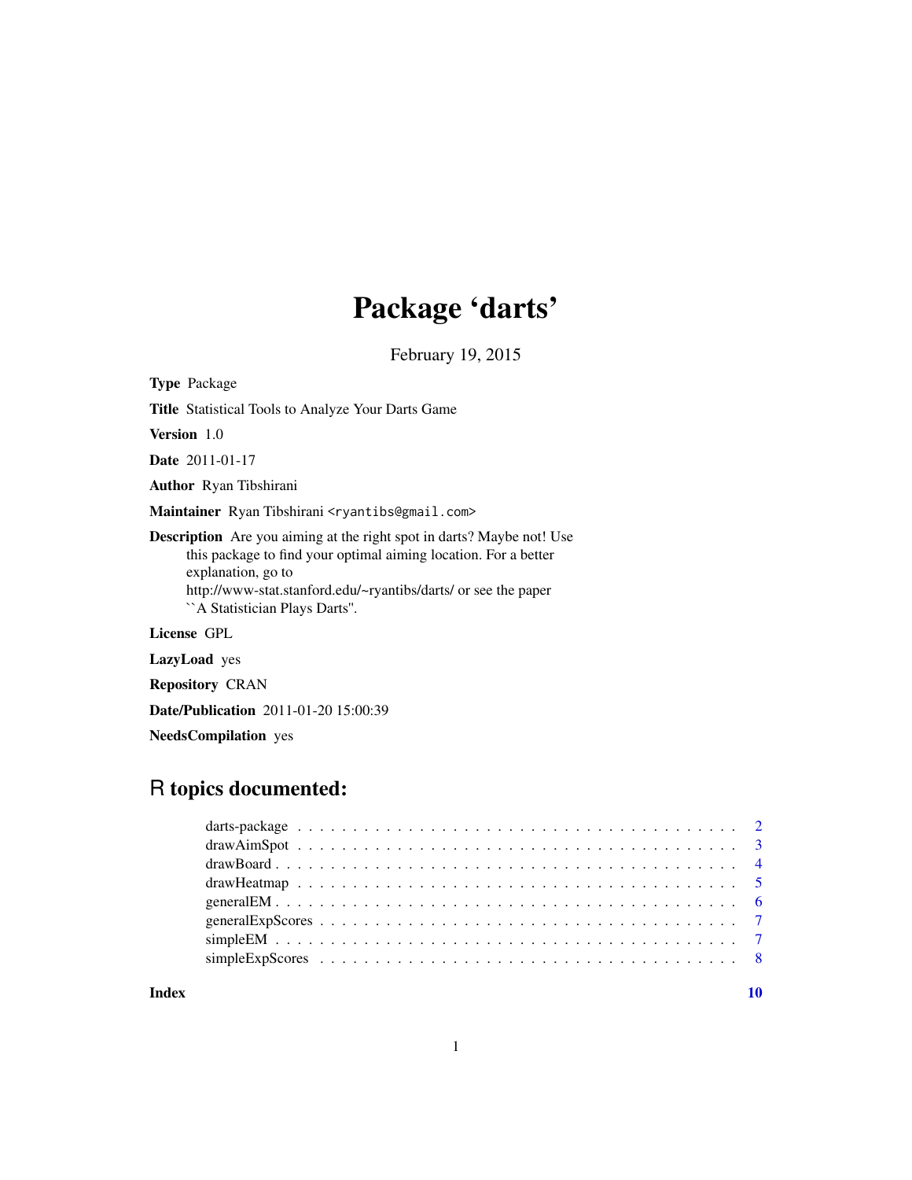# Package 'darts'

February 19, 2015

**Type** Package

**Title** Statistical Tools to Analyze Your Darts Game

**Version** 1.0

**Date** 2011-01-17

**Author** Ryan Tibshirani

**Maintainer** Ryan Tibshirani <ryantibs@gmail.com>

**Description** Are you aiming at the right spot in darts? Maybe not! Use this package to find your optimal aiming location. For a better explanation, go to http://www-stat.stanford.edu/~ryantibs/darts/ or see the paper ``A Statistician Plays Darts''.

**License** GPL

**LazyLoad** yes

**Repository** CRAN

**Date/Publication** 2011-01-20 15:00:39

**NeedsCompilation** yes

## R topics documented:

- darts-package . . . . . . . . . . . . . . . . . . . . . . . . . . . . . . . . . . . . . . . . 2
- drawAimSpot . . . . . . . . . . . . . . . . . . . . . . . . . . . . . . . . . . . . . . . . 3
- drawBoard . . . . . . . . . . . . . . . . . . . . . . . . . . . . . . . . . . . . . . . . 4
- drawHeatmap . . . . . . . . . . . . . . . . . . . . . . . . . . . . . . . . . . . . . . . . 5
- generalEM . . . . . . . . . . . . . . . . . . . . . . . . . . . . . . . . . . . . . . . . 6
- generalExpScores . . . . . . . . . . . . . . . . . . . . . . . . . . . . . . . . . . . . . . . . 7
- simpleEM . . . . . . . . . . . . . . . . . . . . . . . . . . . . . . . . . . . . . . . . 7
- simpleExpScores . . . . . . . . . . . . . . . . . . . . . . . . . . . . . . . . . . . . . . . . 8

**Index** 10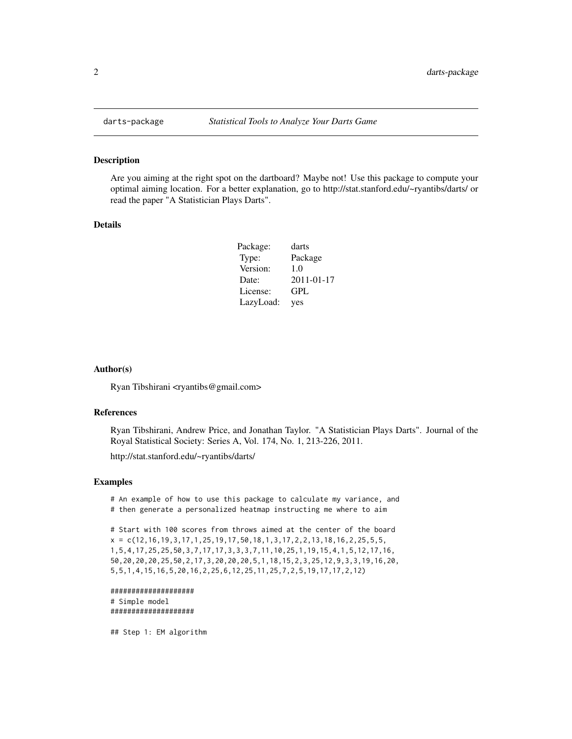## darts-package — *Statistical Tools to Analyze Your Darts Game*

### Description

Are you aiming at the right spot on the dartboard? Maybe not! Use this package to compute your optimal aiming location. For a better explanation, go to http://stat.stanford.edu/~ryantibs/darts/ or read the paper "A Statistician Plays Darts".

### Details

| | |
|---|---|
| Package: | darts |
| Type: | Package |
| Version: | 1.0 |
| Date: | 2011-01-17 |
| License: | GPL |
| LazyLoad: | yes |

### Author(s)

Ryan Tibshirani <ryantibs@gmail.com>

### References

Ryan Tibshirani, Andrew Price, and Jonathan Taylor. "A Statistician Plays Darts". Journal of the Royal Statistical Society: Series A, Vol. 174, No. 1, 213-226, 2011.

http://stat.stanford.edu/~ryantibs/darts/

### Examples

```
# An example of how to use this package to calculate my variance, and
# then generate a personalized heatmap instructing me where to aim

# Start with 100 scores from throws aimed at the center of the board
x = c(12,16,19,3,17,1,25,19,17,50,18,1,3,17,2,2,13,18,16,2,25,5,5,
1,5,4,17,25,25,50,3,7,17,17,3,3,3,7,11,10,25,1,19,15,4,1,5,12,17,16,
50,20,20,20,25,50,2,17,3,20,20,20,5,1,18,15,2,3,25,12,9,3,3,19,16,20,
5,5,1,4,15,16,5,20,16,2,25,6,12,25,11,25,7,2,5,19,17,17,2,12)

####################
# Simple model
####################

## Step 1: EM algorithm
```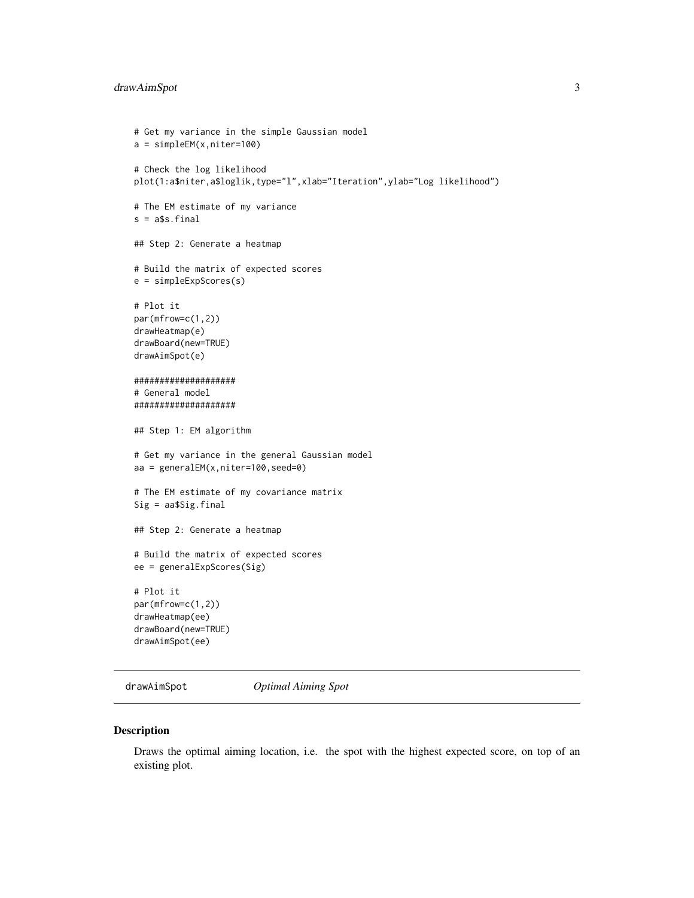```
# Get my variance in the simple Gaussian model
a = simpleEM(x,niter=100)

# Check the log likelihood
plot(1:a$niter,a$loglik,type="l",xlab="Iteration",ylab="Log likelihood")

# The EM estimate of my variance
s = a$s.final

## Step 2: Generate a heatmap

# Build the matrix of expected scores
e = simpleExpScores(s)

# Plot it
par(mfrow=c(1,2))
drawHeatmap(e)
drawBoard(new=TRUE)
drawAimSpot(e)

####################
# General model
####################

## Step 1: EM algorithm

# Get my variance in the general Gaussian model
aa = generalEM(x,niter=100,seed=0)

# The EM estimate of my covariance matrix
Sig = aa$Sig.final

## Step 2: Generate a heatmap

# Build the matrix of expected scores
ee = generalExpScores(Sig)

# Plot it
par(mfrow=c(1,2))
drawHeatmap(ee)
drawBoard(new=TRUE)
drawAimSpot(ee)
```

---

drawAimSpot *Optimal Aiming Spot*

---

## Description

Draws the optimal aiming location, i.e. the spot with the highest expected score, on top of an existing plot.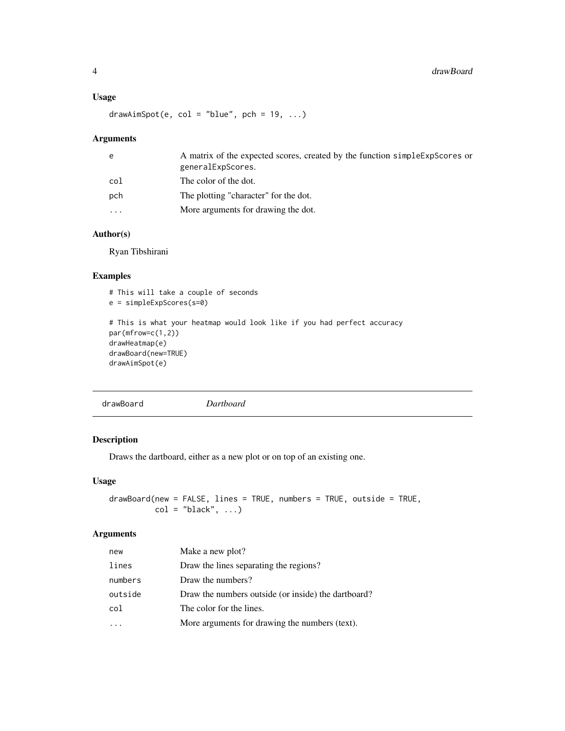### Usage

```
drawAimSpot(e, col = "blue", pch = 19, ...)
```

### Arguments

| | |
|---|---|
| `e` | A matrix of the expected scores, created by the function `simpleExpScores` or `generalExpScores`. |
| `col` | The color of the dot. |
| `pch` | The plotting "character" for the dot. |
| `...` | More arguments for drawing the dot. |

### Author(s)

Ryan Tibshirani

### Examples

```
# This will take a couple of seconds
e = simpleExpScores(s=0)

# This is what your heatmap would look like if you had perfect accuracy
par(mfrow=c(1,2))
drawHeatmap(e)
drawBoard(new=TRUE)
drawAimSpot(e)
```

---

## drawBoard *Dartboard*

---

### Description

Draws the dartboard, either as a new plot or on top of an existing one.

### Usage

```
drawBoard(new = FALSE, lines = TRUE, numbers = TRUE, outside = TRUE,
          col = "black", ...)
```

### Arguments

| | |
|---|---|
| `new` | Make a new plot? |
| `lines` | Draw the lines separating the regions? |
| `numbers` | Draw the numbers? |
| `outside` | Draw the numbers outside (or inside) the dartboard? |
| `col` | The color for the lines. |
| `...` | More arguments for drawing the numbers (text). |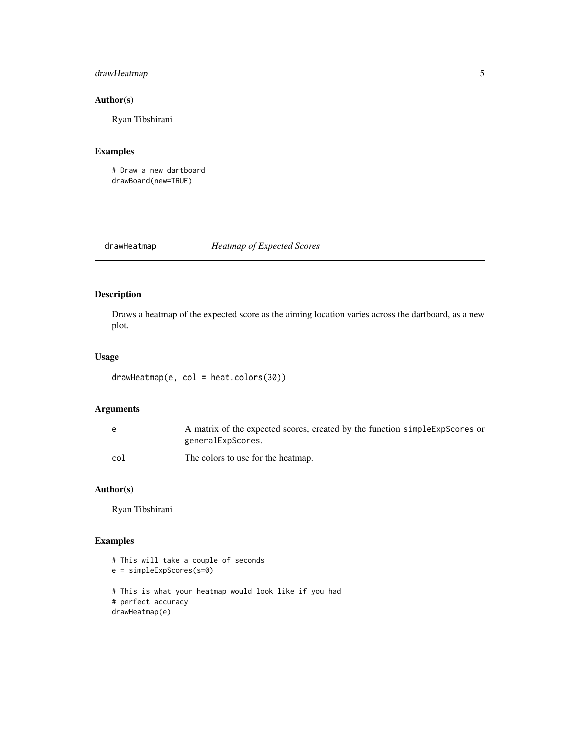### Author(s)

Ryan Tibshirani

### Examples

```
# Draw a new dartboard
drawBoard(new=TRUE)
```

---

## drawHeatmap — *Heatmap of Expected Scores*

---

### Description

Draws a heatmap of the expected score as the aiming location varies across the dartboard, as a new plot.

### Usage

```
drawHeatmap(e, col = heat.colors(30))
```

### Arguments

| | |
|---|---|
| e | A matrix of the expected scores, created by the function `simpleExpScores` or `generalExpScores`. |
| col | The colors to use for the heatmap. |

### Author(s)

Ryan Tibshirani

### Examples

```
# This will take a couple of seconds
e = simpleExpScores(s=0)

# This is what your heatmap would look like if you had
# perfect accuracy
drawHeatmap(e)
```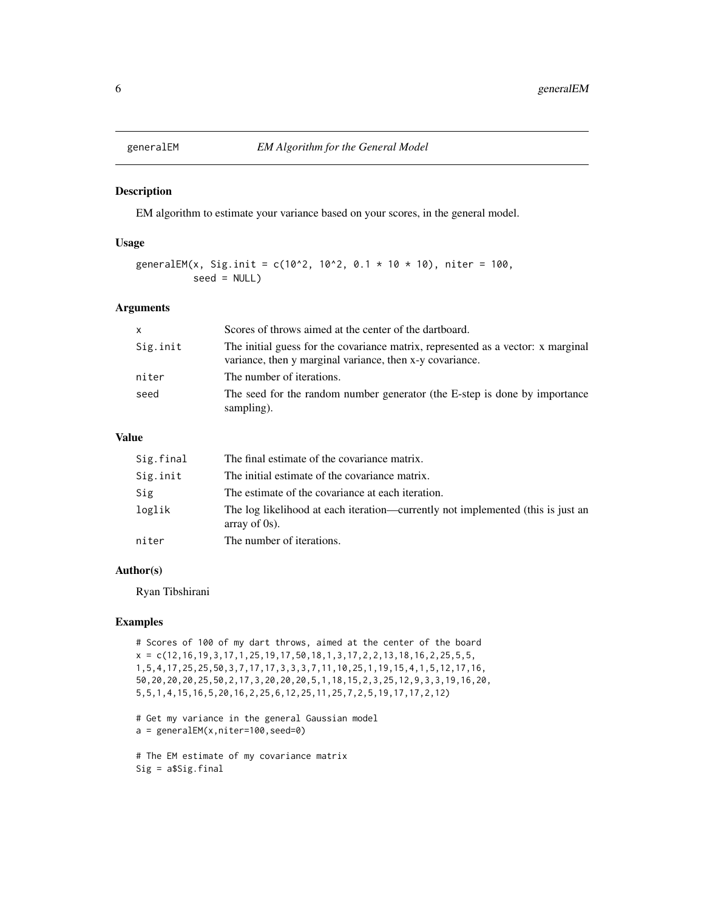# generalEM — *EM Algorithm for the General Model*

## Description

EM algorithm to estimate your variance based on your scores, in the general model.

## Usage

```
generalEM(x, Sig.init = c(10^2, 10^2, 0.1 * 10 * 10), niter = 100,
          seed = NULL)
```

## Arguments

| | |
|---|---|
| `x` | Scores of throws aimed at the center of the dartboard. |
| `Sig.init` | The initial guess for the covariance matrix, represented as a vector: x marginal variance, then y marginal variance, then x-y covariance. |
| `niter` | The number of iterations. |
| `seed` | The seed for the random number generator (the E-step is done by importance sampling). |

## Value

| | |
|---|---|
| `Sig.final` | The final estimate of the covariance matrix. |
| `Sig.init` | The initial estimate of the covariance matrix. |
| `Sig` | The estimate of the covariance at each iteration. |
| `loglik` | The log likelihood at each iteration—currently not implemented (this is just an array of 0s). |
| `niter` | The number of iterations. |

## Author(s)

Ryan Tibshirani

## Examples

```
# Scores of 100 of my dart throws, aimed at the center of the board
x = c(12,16,19,3,17,1,25,19,17,50,18,1,3,17,2,2,13,18,16,2,25,5,5,
1,5,4,17,25,25,50,3,7,17,17,3,3,3,7,11,10,25,1,19,15,4,1,5,12,17,16,
50,20,20,20,25,50,2,17,3,20,20,20,5,1,18,15,2,3,25,12,9,3,3,19,16,20,
5,5,1,4,15,16,5,20,16,2,25,6,12,25,11,25,7,2,5,19,17,17,2,12)

# Get my variance in the general Gaussian model
a = generalEM(x,niter=100,seed=0)

# The EM estimate of my covariance matrix
Sig = a$Sig.final
```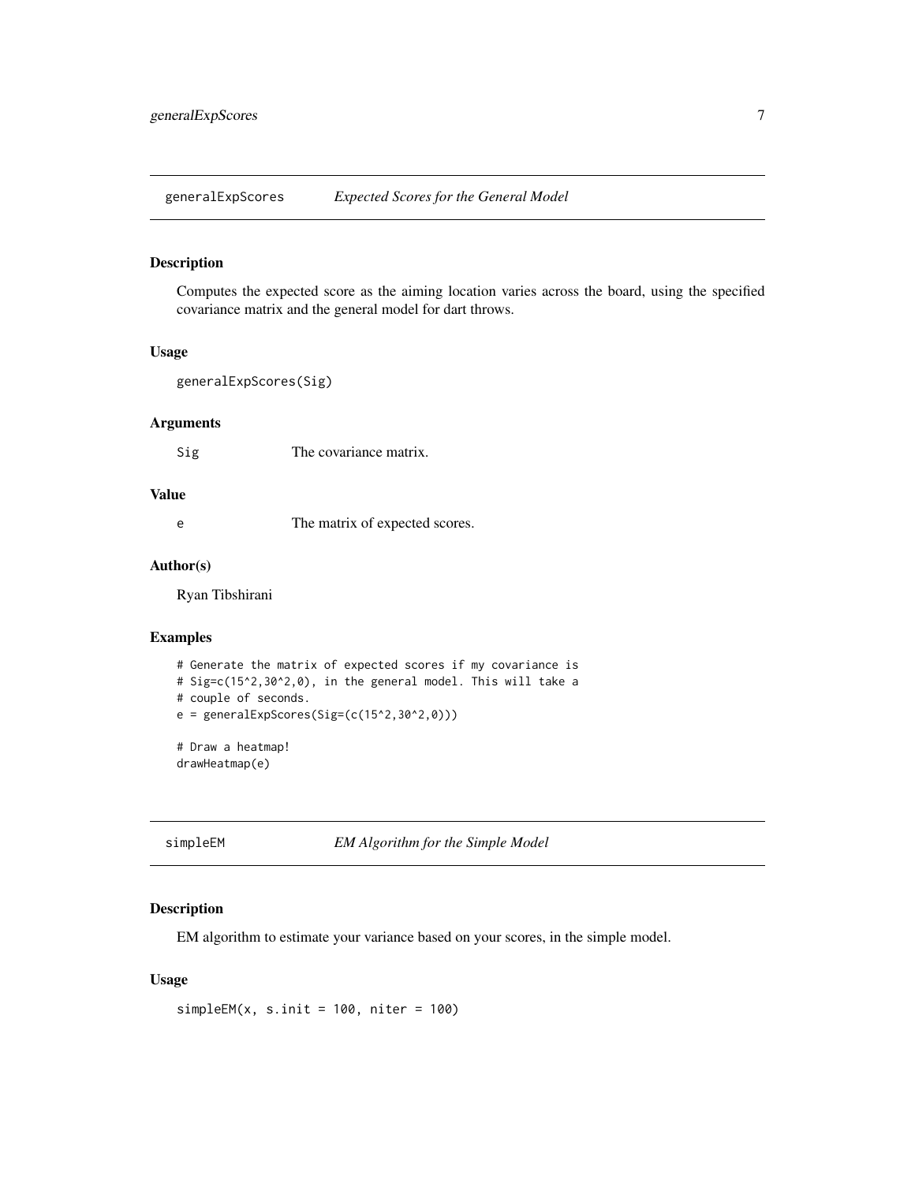## generalExpScores *Expected Scores for the General Model*

### Description

Computes the expected score as the aiming location varies across the board, using the specified covariance matrix and the general model for dart throws.

### Usage

```
generalExpScores(Sig)
```

### Arguments

| | |
|---|---|
| Sig | The covariance matrix. |

### Value

| | |
|---|---|
| e | The matrix of expected scores. |

### Author(s)

Ryan Tibshirani

### Examples

```
# Generate the matrix of expected scores if my covariance is
# Sig=c(15^2,30^2,0), in the general model. This will take a
# couple of seconds.
e = generalExpScores(Sig=(c(15^2,30^2,0)))

# Draw a heatmap!
drawHeatmap(e)
```

## simpleEM *EM Algorithm for the Simple Model*

### Description

EM algorithm to estimate your variance based on your scores, in the simple model.

### Usage

```
simpleEM(x, s.init = 100, niter = 100)
```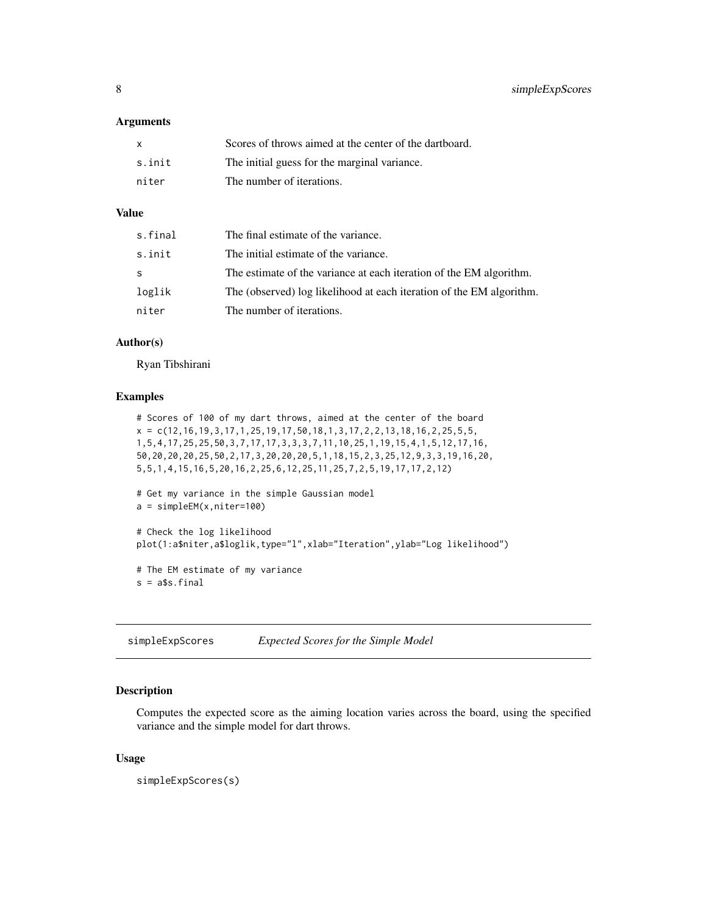### Arguments

| | |
|---|---|
| x | Scores of throws aimed at the center of the dartboard. |
| s.init | The initial guess for the marginal variance. |
| niter | The number of iterations. |

### Value

| | |
|---|---|
| s.final | The final estimate of the variance. |
| s.init | The initial estimate of the variance. |
| s | The estimate of the variance at each iteration of the EM algorithm. |
| loglik | The (observed) log likelihood at each iteration of the EM algorithm. |
| niter | The number of iterations. |

### Author(s)

Ryan Tibshirani

### Examples

```
# Scores of 100 of my dart throws, aimed at the center of the board
x = c(12,16,19,3,17,1,25,19,17,50,18,1,3,17,2,2,13,18,16,2,25,5,5,
1,5,4,17,25,25,50,3,7,17,17,3,3,3,7,11,10,25,1,19,15,4,1,5,12,17,16,
50,20,20,20,25,50,2,17,3,20,20,20,5,1,18,15,2,3,25,12,9,3,3,19,16,20,
5,5,1,4,15,16,5,20,16,2,25,6,12,25,11,25,7,2,5,19,17,17,2,12)

# Get my variance in the simple Gaussian model
a = simpleEM(x,niter=100)

# Check the log likelihood
plot(1:a$niter,a$loglik,type="l",xlab="Iteration",ylab="Log likelihood")

# The EM estimate of my variance
s = a$s.final
```

---

## simpleExpScores — *Expected Scores for the Simple Model*

### Description

Computes the expected score as the aiming location varies across the board, using the specified variance and the simple model for dart throws.

### Usage

```
simpleExpScores(s)
```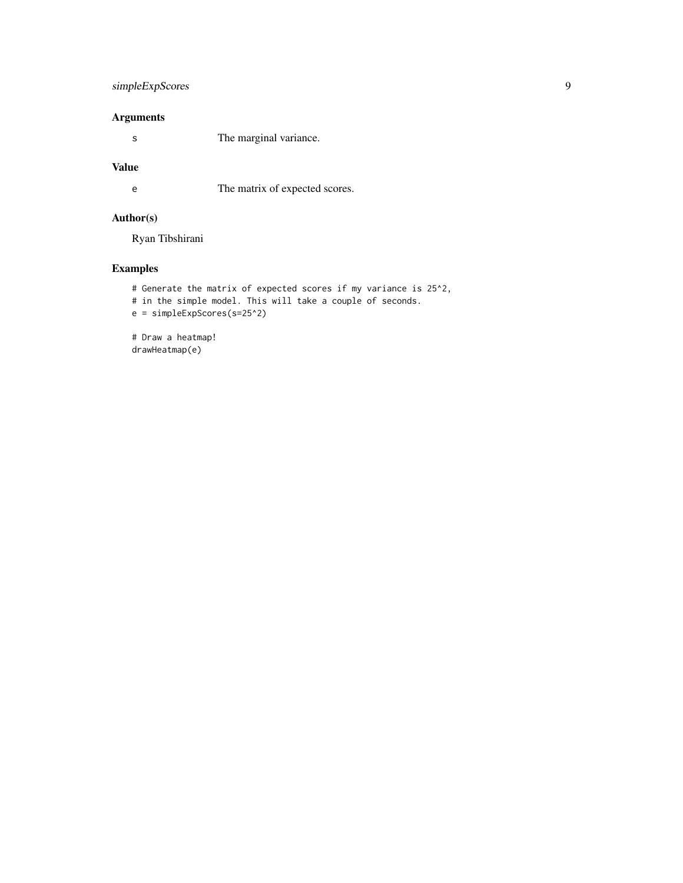## Arguments

| | |
|---|---|
| `s` | The marginal variance. |

## Value

| | |
|---|---|
| `e` | The matrix of expected scores. |

## Author(s)

Ryan Tibshirani

## Examples

```
# Generate the matrix of expected scores if my variance is 25^2,
# in the simple model. This will take a couple of seconds.
e = simpleExpScores(s=25^2)

# Draw a heatmap!
drawHeatmap(e)
```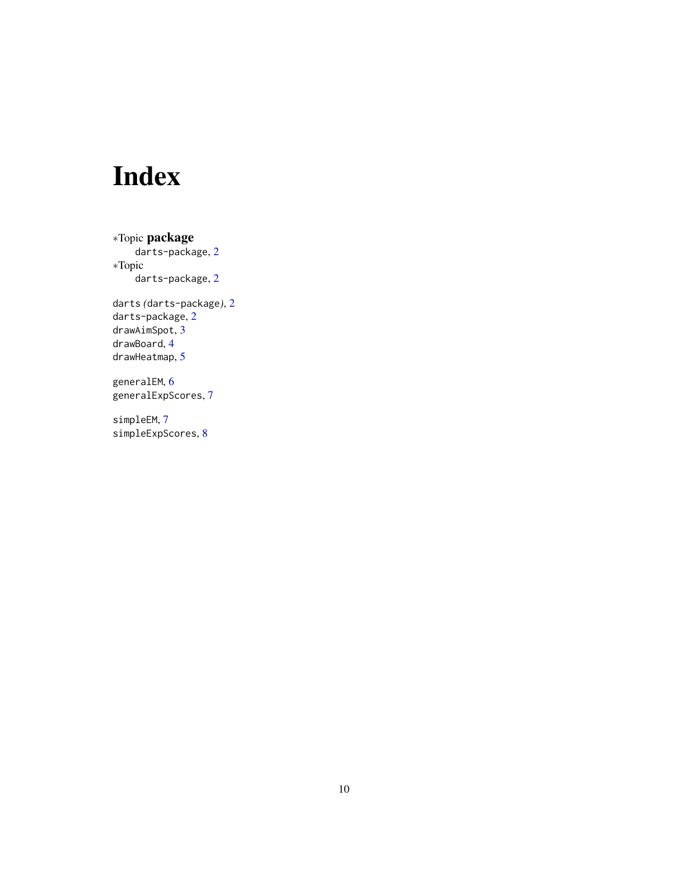# Index

∗Topic **package**
    darts-package, 2
∗Topic
    darts-package, 2

darts (darts-package), 2
darts-package, 2
drawAimSpot, 3
drawBoard, 4
drawHeatmap, 5

generalEM, 6
generalExpScores, 7

simpleEM, 7
simpleExpScores, 8